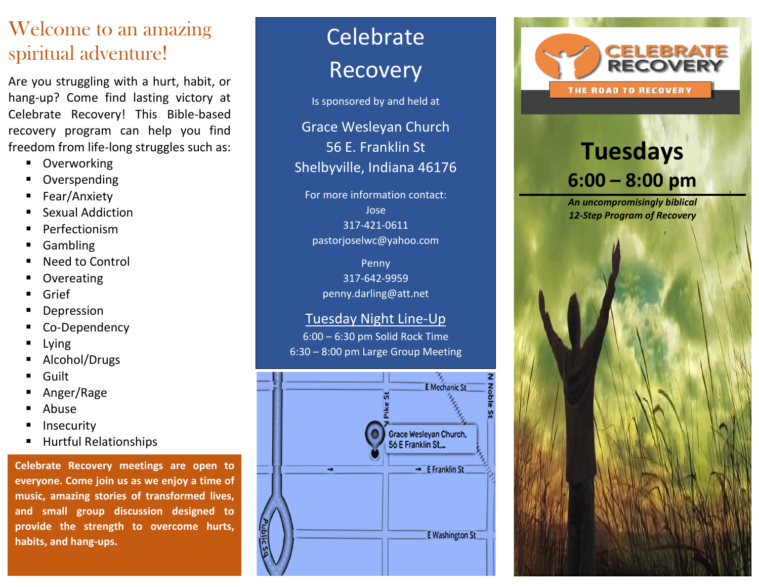# Welcome to an amazing spiritual adventure!

Are you struggling with a hurt, habit, or hang-up? Come find lasting victory at Celebrate Recovery! This Bible-based recovery program can help you find freedom from life-long struggles such as:

- Overworking
- Overspending
- Fear/Anxiety
- Sexual Addiction
- Perfectionism
- Gambling
- Need to Control
- Overeating
- Grief
- Depression
- Co-Dependency
- Lying
- Alcohol/Drugs
- Guilt
- Anger/Rage
- Abuse
- Insecurity
- Hurtful Relationships

**Celebrate Recovery meetings are open to everyone. Come join us as we enjoy a time of music, amazing stories of transformed lives, and small group discussion designed to provide the strength to overcome hurts, habits, and hang-ups.**

# Celebrate Recovery

Is sponsored by and held at

Grace Wesleyan Church
56 E. Franklin St
Shelbyville, Indiana 46176

For more information contact:
Jose
317-421-0611
pastorjoselwc@yahoo.com

Penny
317-642-9959
penny.darling@att.net

## Tuesday Night Line-Up

6:00 – 6:30 pm Solid Rock Time
6:30 – 8:00 pm Large Group Meeting

CELEBRATE RECOVERY
THE ROAD TO RECOVERY

# Tuesdays

## 6:00 – 8:00 pm

***An uncompromisingly biblical 12-Step Program of Recovery***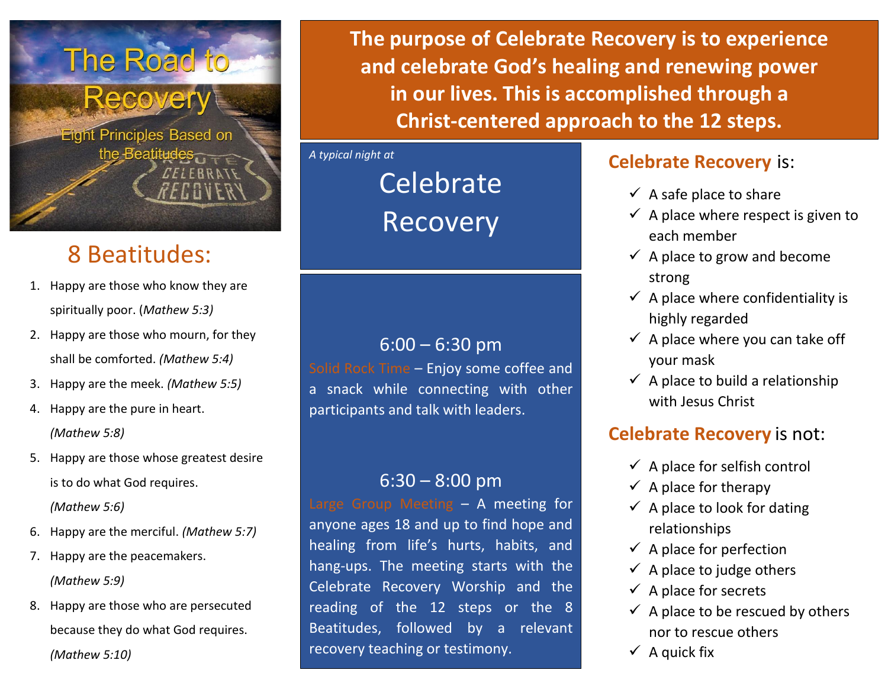The Road to Recovery

Eight Principles Based on the Beatitudes

CELEBRATE RECOVERY

## 8 Beatitudes:

1. Happy are those who know they are spiritually poor. (*Mathew 5:3)*
2. Happy are those who mourn, for they shall be comforted. *(Mathew 5:4)*
3. Happy are the meek. *(Mathew 5:5)*
4. Happy are the pure in heart. *(Mathew 5:8)*
5. Happy are those whose greatest desire is to do what God requires. *(Mathew 5:6)*
6. Happy are the merciful. *(Mathew 5:7)*
7. Happy are the peacemakers. *(Mathew 5:9)*
8. Happy are those who are persecuted because they do what God requires. *(Mathew 5:10)*

**The purpose of Celebrate Recovery is to experience and celebrate God's healing and renewing power in our lives. This is accomplished through a Christ-centered approach to the 12 steps.**

*A typical night at*

## Celebrate Recovery

### 6:00 – 6:30 pm

Solid Rock Time – Enjoy some coffee and a snack while connecting with other participants and talk with leaders.

### 6:30 – 8:00 pm

Large Group Meeting – A meeting for anyone ages 18 and up to find hope and healing from life's hurts, habits, and hang-ups. The meeting starts with the Celebrate Recovery Worship and the reading of the 12 steps or the 8 Beatitudes, followed by a relevant recovery teaching or testimony.

## Celebrate Recovery is:

- ✓ A safe place to share
- ✓ A place where respect is given to each member
- ✓ A place to grow and become strong
- ✓ A place where confidentiality is highly regarded
- ✓ A place where you can take off your mask
- ✓ A place to build a relationship with Jesus Christ

## Celebrate Recovery is not:

- ✓ A place for selfish control
- ✓ A place for therapy
- ✓ A place to look for dating relationships
- ✓ A place for perfection
- ✓ A place to judge others
- ✓ A place for secrets
- ✓ A place to be rescued by others nor to rescue others
- ✓ A quick fix